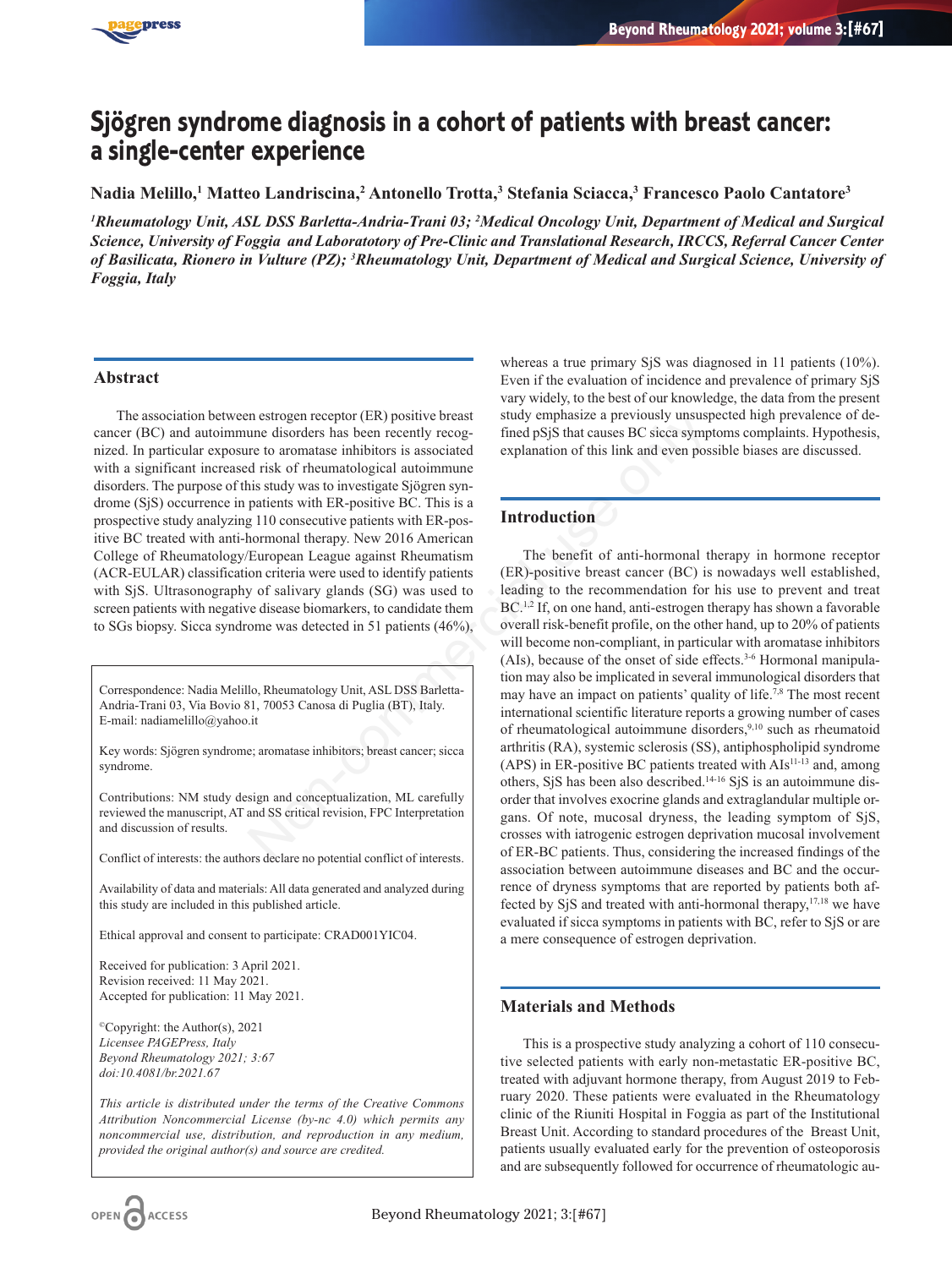# Sjögren syndrome diagnosis in a cohort of patients with breast cancer: a single-center experience

**Nadia Melillo,[1] Matteo Landriscina,[2] Antonello Trotta,[3] Stefania Sciacca,[3] Francesco Paolo Cantatore[3]**

*[1]Rheumatology Unit, ASL DSS Barletta-Andria-Trani 03; [2]Medical Oncology Unit, Department of Medical and Surgical Science, University of Foggia and Laboratotory of Pre-Clinic and Translational Research, IRCCS, Referral Cancer Center of Basilicata, Rionero in Vulture (PZ); [3]Rheumatology Unit, Department of Medical and Surgical Science, University of Foggia, Italy*

## Abstract

The association between estrogen receptor (ER) positive breast cancer (BC) and autoimmune disorders has been recently recognized. In particular exposure to aromatase inhibitors is associated with a significant increased risk of rheumatological autoimmune disorders. The purpose of this study was to investigate Sjögren syndrome (SjS) occurrence in patients with ER-positive BC. This is a prospective study analyzing 110 consecutive patients with ER-positive BC treated with anti-hormonal therapy. New 2016 American College of Rheumatology/European League against Rheumatism (ACR-EULAR) classification criteria were used to identify patients with SjS. Ultrasonography of salivary glands (SG) was used to screen patients with negative disease biomarkers, to candidate them to SGs biopsy. Sicca syndrome was detected in 51 patients (46%), whereas a true primary SjS was diagnosed in 11 patients (10%). Even if the evaluation of incidence and prevalence of primary SjS vary widely, to the best of our knowledge, the data from the present study emphasize a previously unsuspected high prevalence of defined pSjS that causes BC sicca symptoms complaints. Hypothesis, explanation of this link and even possible biases are discussed.

Correspondence: Nadia Melillo, Rheumatology Unit, ASL DSS Barletta-Andria-Trani 03, Via Bovio 81, 70053 Canosa di Puglia (BT), Italy.
E-mail: nadiamelillo@yahoo.it

Key words: Sjögren syndrome; aromatase inhibitors; breast cancer; sicca syndrome.

Contributions: NM study design and conceptualization, ML carefully reviewed the manuscript, AT and SS critical revision, FPC Interpretation and discussion of results.

Conflict of interests: the authors declare no potential conflict of interests.

Availability of data and materials: All data generated and analyzed during this study are included in this published article.

Ethical approval and consent to participate: CRAD001YIC04.

Received for publication: 3 April 2021.
Revision received: 11 May 2021.
Accepted for publication: 11 May 2021.

©Copyright: the Author(s), 2021
*Licensee PAGEPress, Italy*
*Beyond Rheumatology 2021; 3:67*
*doi:10.4081/br.2021.67*

*This article is distributed under the terms of the Creative Commons Attribution Noncommercial License (by-nc 4.0) which permits any noncommercial use, distribution, and reproduction in any medium, provided the original author(s) and source are credited.*

## Introduction

The benefit of anti-hormonal therapy in hormone receptor (ER)-positive breast cancer (BC) is nowadays well established, leading to the recommendation for his use to prevent and treat BC.[1,2] If, on one hand, anti-estrogen therapy has shown a favorable overall risk-benefit profile, on the other hand, up to 20% of patients will become non-compliant, in particular with aromatase inhibitors (AIs), because of the onset of side effects.[3-6] Hormonal manipulation may also be implicated in several immunological disorders that may have an impact on patients' quality of life.[7,8] The most recent international scientific literature reports a growing number of cases of rheumatological autoimmune disorders,[9,10] such as rheumatoid arthritis (RA), systemic sclerosis (SS), antiphospholipid syndrome (APS) in ER-positive BC patients treated with AIs[11-13] and, among others, SjS has been also described.[14-16] SjS is an autoimmune disorder that involves exocrine glands and extraglandular multiple organs. Of note, mucosal dryness, the leading symptom of SjS, crosses with iatrogenic estrogen deprivation mucosal involvement of ER-BC patients. Thus, considering the increased findings of the association between autoimmune diseases and BC and the occurrence of dryness symptoms that are reported by patients both affected by SjS and treated with anti-hormonal therapy,[17,18] we have evaluated if sicca symptoms in patients with BC, refer to SjS or are a mere consequence of estrogen deprivation.

## Materials and Methods

This is a prospective study analyzing a cohort of 110 consecutive selected patients with early non-metastatic ER-positive BC, treated with adjuvant hormone therapy, from August 2019 to February 2020. These patients were evaluated in the Rheumatology clinic of the Riuniti Hospital in Foggia as part of the Institutional Breast Unit. According to standard procedures of the Breast Unit, patients usually evaluated early for the prevention of osteoporosis and are subsequently followed for occurrence of rheumatologic au-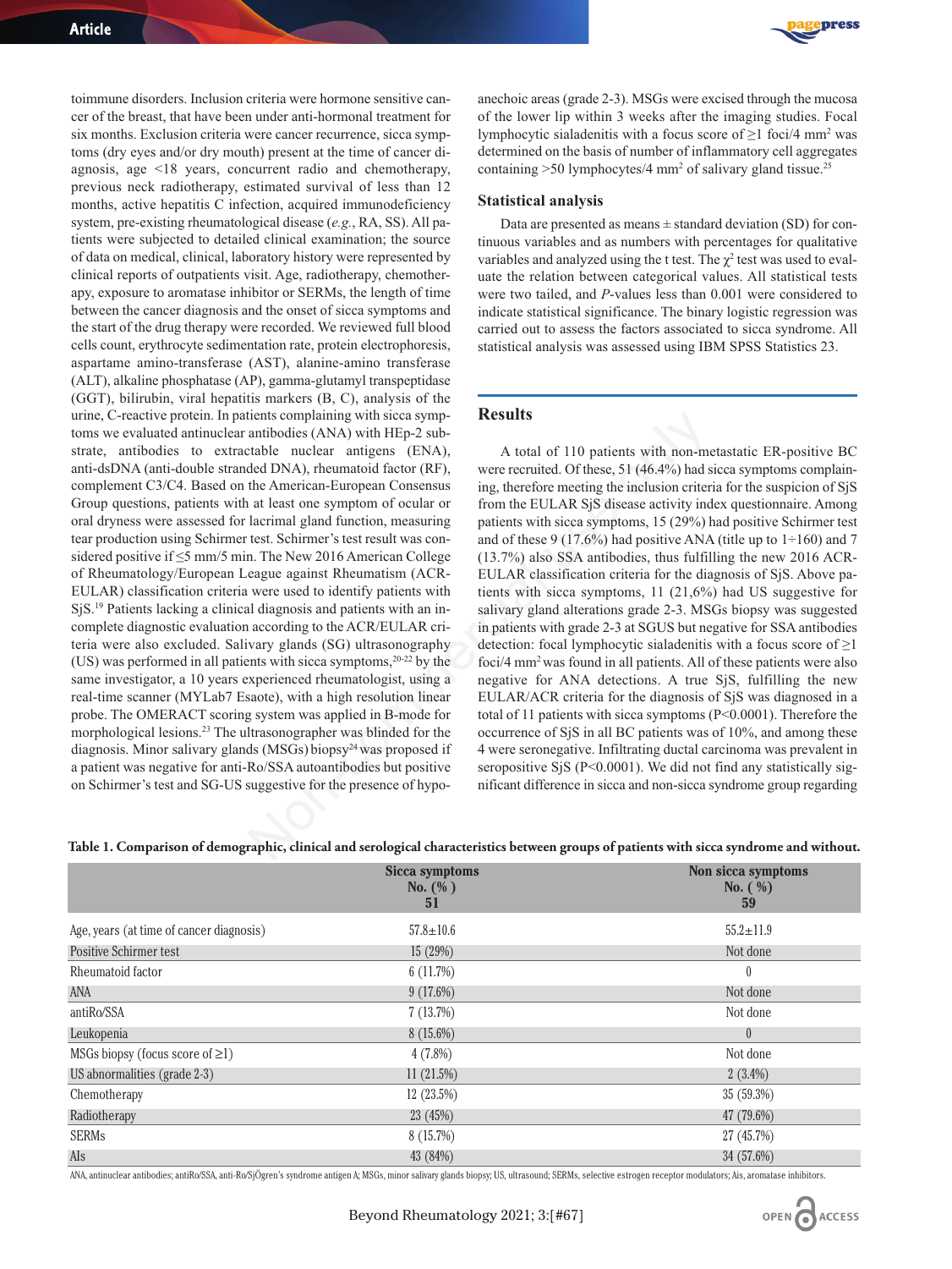toimmune disorders. Inclusion criteria were hormone sensitive cancer of the breast, that have been under anti-hormonal treatment for six months. Exclusion criteria were cancer recurrence, sicca symptoms (dry eyes and/or dry mouth) present at the time of cancer diagnosis, age <18 years, concurrent radio and chemotherapy, previous neck radiotherapy, estimated survival of less than 12 months, active hepatitis C infection, acquired immunodeficiency system, pre-existing rheumatological disease (*e.g.*, RA, SS). All patients were subjected to detailed clinical examination; the source of data on medical, clinical, laboratory history were represented by clinical reports of outpatients visit. Age, radiotherapy, chemotherapy, exposure to aromatase inhibitor or SERMs, the length of time between the cancer diagnosis and the onset of sicca symptoms and the start of the drug therapy were recorded. We reviewed full blood cells count, erythrocyte sedimentation rate, protein electrophoresis, aspartame amino-transferase (AST), alanine-amino transferase (ALT), alkaline phosphatase (AP), gamma-glutamyl transpeptidase (GGT), bilirubin, viral hepatitis markers (B, C), analysis of the urine, C-reactive protein. In patients complaining with sicca symptoms we evaluated antinuclear antibodies (ANA) with HEp-2 substrate, antibodies to extractable nuclear antigens (ENA), anti-dsDNA (anti-double stranded DNA), rheumatoid factor (RF), complement C3/C4. Based on the American-European Consensus Group questions, patients with at least one symptom of ocular or oral dryness were assessed for lacrimal gland function, measuring tear production using Schirmer test. Schirmer's test result was considered positive if ≤5 mm/5 min. The New 2016 American College of Rheumatology/European League against Rheumatism (ACR-EULAR) classification criteria were used to identify patients with SjS.[19] Patients lacking a clinical diagnosis and patients with an incomplete diagnostic evaluation according to the ACR/EULAR criteria were also excluded. Salivary glands (SG) ultrasonography (US) was performed in all patients with sicca symptoms,[20-22] by the same investigator, a 10 years experienced rheumatologist, using a real-time scanner (MYLab7 Esaote), with a high resolution linear probe. The OMERACT scoring system was applied in B-mode for morphological lesions.[23] The ultrasonographer was blinded for the diagnosis. Minor salivary glands (MSGs) biopsy[24] was proposed if a patient was negative for anti-Ro/SSA autoantibodies but positive on Schirmer's test and SG-US suggestive for the presence of hypo-anechoic areas (grade 2-3). MSGs were excised through the mucosa of the lower lip within 3 weeks after the imaging studies. Focal lymphocytic sialadenitis with a focus score of ≥1 foci/4 mm$^2$ was determined on the basis of number of inflammatory cell aggregates containing >50 lymphocytes/4 mm$^2$ of salivary gland tissue.[25]

### Statistical analysis

Data are presented as means ± standard deviation (SD) for continuous variables and as numbers with percentages for qualitative variables and analyzed using the t test. The $\chi^2$ test was used to evaluate the relation between categorical values. All statistical tests were two tailed, and *P*-values less than 0.001 were considered to indicate statistical significance. The binary logistic regression was carried out to assess the factors associated to sicca syndrome. All statistical analysis was assessed using IBM SPSS Statistics 23.

## Results

A total of 110 patients with non-metastatic ER-positive BC were recruited. Of these, 51 (46.4%) had sicca symptoms complaining, therefore meeting the inclusion criteria for the suspicion of SjS from the EULAR SjS disease activity index questionnaire. Among patients with sicca symptoms, 15 (29%) had positive Schirmer test and of these 9 (17.6%) had positive ANA (title up to 1÷160) and 7 (13.7%) also SSA antibodies, thus fulfilling the new 2016 ACR-EULAR classification criteria for the diagnosis of SjS. Above patients with sicca symptoms, 11 (21,6%) had US suggestive for salivary gland alterations grade 2-3. MSGs biopsy was suggested in patients with grade 2-3 at SGUS but negative for SSA antibodies detection: focal lymphocytic sialadenitis with a focus score of ≥1 foci/4 mm$^2$ was found in all patients. All of these patients were also negative for ANA detections. A true SjS, fulfilling the new EULAR/ACR criteria for the diagnosis of SjS was diagnosed in a total of 11 patients with sicca symptoms (P<0.0001). Therefore the occurrence of SjS in all BC patients was of 10%, and among these 4 were seronegative. Infiltrating ductal carcinoma was prevalent in seropositive SjS (P<0.0001). We did not find any statistically significant difference in sicca and non-sicca syndrome group regarding

**Table 1. Comparison of demographic, clinical and serological characteristics between groups of patients with sicca syndrome and without.**

| | Sicca symptoms No. (%) 51 | Non sicca symptoms No. (%) 59 |
|---|---|---|
| Age, years (at time of cancer diagnosis) | 57.8±10.6 | 55.2±11.9 |
| Positive Schirmer test | 15 (29%) | Not done |
| Rheumatoid factor | 6 (11.7%) | 0 |
| ANA | 9 (17.6%) | Not done |
| antiRo/SSA | 7 (13.7%) | Not done |
| Leukopenia | 8 (15.6%) | 0 |
| MSGs biopsy (focus score of ≥1) | 4 (7.8%) | Not done |
| US abnormalities (grade 2-3) | 11 (21.5%) | 2 (3.4%) |
| Chemotherapy | 12 (23.5%) | 35 (59.3%) |
| Radiotherapy | 23 (45%) | 47 (79.6%) |
| SERMs | 8 (15.7%) | 27 (45.7%) |
| AIs | 43 (84%) | 34 (57.6%) |

ANA, antinuclear antibodies; antiRo/SSA, anti-Ro/SjÖgren's syndrome antigen A; MSGs, minor salivary glands biopsy; US, ultrasound; SERMs, selective estrogen receptor modulators; Ais, aromatase inhibitors.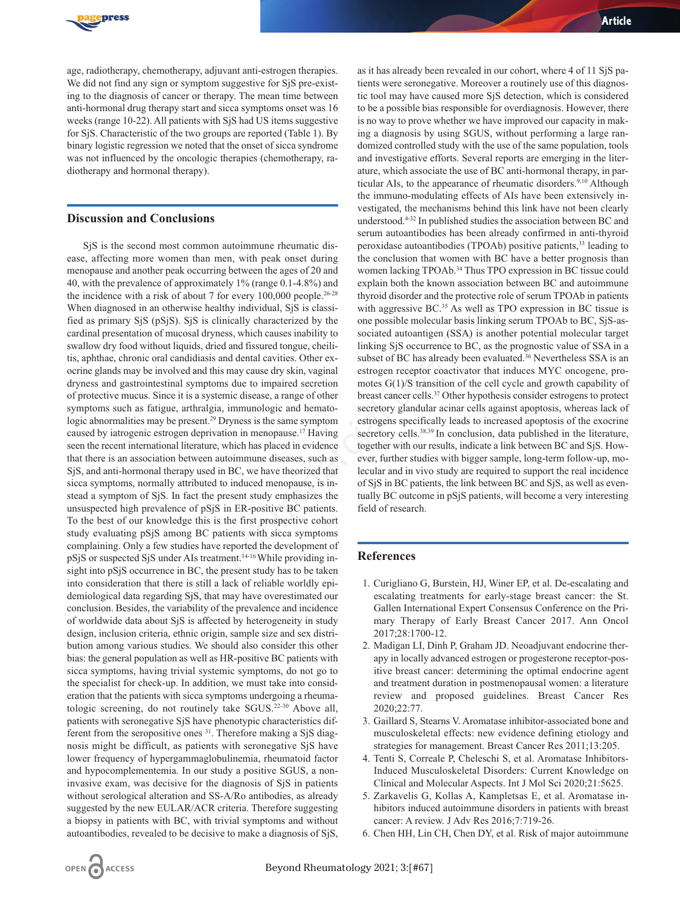age, radiotherapy, chemotherapy, adjuvant anti-estrogen therapies. We did not find any sign or symptom suggestive for SjS pre-existing to the diagnosis of cancer or therapy. The mean time between anti-hormonal drug therapy start and sicca symptoms onset was 16 weeks (range 10-22). All patients with SjS had US items suggestive for SjS. Characteristic of the two groups are reported (Table 1). By binary logistic regression we noted that the onset of sicca syndrome was not influenced by the oncologic therapies (chemotherapy, radiotherapy and hormonal therapy).

## Discussion and Conclusions

SjS is the second most common autoimmune rheumatic disease, affecting more women than men, with peak onset during menopause and another peak occurring between the ages of 20 and 40, with the prevalence of approximately 1% (range 0.1-4.8%) and the incidence with a risk of about 7 for every 100,000 people.[26-28] When diagnosed in an otherwise healthy individual, SjS is classified as primary SjS (pSjS). SjS is clinically characterized by the cardinal presentation of mucosal dryness, which causes inability to swallow dry food without liquids, dried and fissured tongue, cheilitis, aphthae, chronic oral candidiasis and dental cavities. Other exocrine glands may be involved and this may cause dry skin, vaginal dryness and gastrointestinal symptoms due to impaired secretion of protective mucus. Since it is a systemic disease, a range of other symptoms such as fatigue, arthralgia, immunologic and hematologic abnormalities may be present.[29] Dryness is the same symptom caused by iatrogenic estrogen deprivation in menopause.[17] Having seen the recent international literature, which has placed in evidence that there is an association between autoimmune diseases, such as SjS, and anti-hormonal therapy used in BC, we have theorized that sicca symptoms, normally attributed to induced menopause, is instead a symptom of SjS. In fact the present study emphasizes the unsuspected high prevalence of pSjS in ER-positive BC patients. To the best of our knowledge this is the first prospective cohort study evaluating pSjS among BC patients with sicca symptoms complaining. Only a few studies have reported the development of pSjS or suspected SjS under AIs treatment.[14-16] While providing insight into pSjS occurrence in BC, the present study has to be taken into consideration that there is still a lack of reliable worldly epidemiological data regarding SjS, that may have overestimated our conclusion. Besides, the variability of the prevalence and incidence of worldwide data about SjS is affected by heterogeneity in study design, inclusion criteria, ethnic origin, sample size and sex distribution among various studies. We should also consider this other bias: the general population as well as HR-positive BC patients with sicca symptoms, having trivial systemic symptoms, do not go to the specialist for check-up. In addition, we must take into consideration that the patients with sicca symptoms undergoing a rheumatologic screening, do not routinely take SGUS.[22-30] Above all, patients with seronegative SjS have phenotypic characteristics different from the seropositive ones [31]. Therefore making a SjS diagnosis might be difficult, as patients with seronegative SjS have lower frequency of hypergammaglobulinemia, rheumatoid factor and hypocomplementemia. In our study a positive SGUS, a non-invasive exam, was decisive for the diagnosis of SjS in patients without serological alteration and SS-A/Ro antibodies, as already suggested by the new EULAR/ACR criteria. Therefore suggesting a biopsy in patients with BC, with trivial symptoms and without autoantibodies, revealed to be decisive to make a diagnosis of SjS, as it has already been revealed in our cohort, where 4 of 11 SjS patients were seronegative. Moreover a routinely use of this diagnostic tool may have caused more SjS detection, which is considered to be a possible bias responsible for overdiagnosis. However, there is no way to prove whether we have improved our capacity in making a diagnosis by using SGUS, without performing a large randomized controlled study with the use of the same population, tools and investigative efforts. Several reports are emerging in the literature, which associate the use of BC anti-hormonal therapy, in particular AIs, to the appearance of rheumatic disorders.[9,10] Although the immuno-modulating effects of AIs have been extensively investigated, the mechanisms behind this link have not been clearly understood.[4-32] In published studies the association between BC and serum autoantibodies has been already confirmed in anti-thyroid peroxidase autoantibodies (TPOAb) positive patients,[33] leading to the conclusion that women with BC have a better prognosis than women lacking TPOAb.[34] Thus TPO expression in BC tissue could explain both the known association between BC and autoimmune thyroid disorder and the protective role of serum TPOAb in patients with aggressive BC.[35] As well as TPO expression in BC tissue is one possible molecular basis linking serum TPOAb to BC, SjS-associated autoantigen (SSA) is another potential molecular target linking SjS occurrence to BC, as the prognostic value of SSA in a subset of BC has already been evaluated.[36] Nevertheless SSA is an estrogen receptor coactivator that induces MYC oncogene, promotes G(1)/S transition of the cell cycle and growth capability of breast cancer cells.[37] Other hypothesis consider estrogens to protect secretory glandular acinar cells against apoptosis, whereas lack of estrogens specifically leads to increased apoptosis of the exocrine secretory cells.[38,39] In conclusion, data published in the literature, together with our results, indicate a link between BC and SjS. However, further studies with bigger sample, long-term follow-up, molecular and in vivo study are required to support the real incidence of SjS in BC patients, the link between BC and SjS, as well as eventually BC outcome in pSjS patients, will become a very interesting field of research.

## References

1. Curigliano G, Burstein, HJ, Winer EP, et al. De-escalating and escalating treatments for early-stage breast cancer: the St. Gallen International Expert Consensus Conference on the Primary Therapy of Early Breast Cancer 2017. Ann Oncol 2017;28:1700-12.
2. Madigan LI, Dinh P, Graham JD. Neoadjuvant endocrine therapy in locally advanced estrogen or progesterone receptor-positive breast cancer: determining the optimal endocrine agent and treatment duration in postmenopausal women: a literature review and proposed guidelines. Breast Cancer Res 2020;22:77.
3. Gaillard S, Stearns V. Aromatase inhibitor-associated bone and musculoskeletal effects: new evidence defining etiology and strategies for management. Breast Cancer Res 2011;13:205.
4. Tenti S, Correale P, Cheleschi S, et al. Aromatase Inhibitors-Induced Musculoskeletal Disorders: Current Knowledge on Clinical and Molecular Aspects. Int J Mol Sci 2020;21:5625.
5. Zarkavelis G, Kollas A, Kampletsas E, et al. Aromatase inhibitors induced autoimmune disorders in patients with breast cancer: A review. J Adv Res 2016;7:719-26.
6. Chen HH, Lin CH, Chen DY, et al. Risk of major autoimmune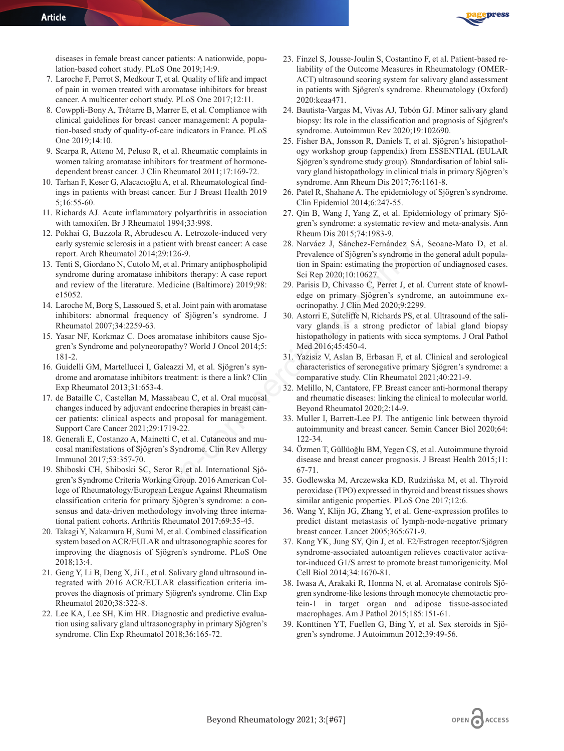diseases in female breast cancer patients: A nationwide, population-based cohort study. PLoS One 2019;14:9.

7. Laroche F, Perrot S, Medkour T, et al. Quality of life and impact of pain in women treated with aromatase inhibitors for breast cancer. A multicenter cohort study. PLoS One 2017;12:11.
8. Cowppli-Bony A, Trétarre B, Marrer E, et al. Compliance with clinical guidelines for breast cancer management: A population-based study of quality-of-care indicators in France. PLoS One 2019;14:10.
9. Scarpa R, Atteno M, Peluso R, et al. Rheumatic complaints in women taking aromatase inhibitors for treatment of hormone-dependent breast cancer. J Clin Rheumatol 2011;17:169-72.
10. Tarhan F, Keser G, Alacacıoğlu A, et al. Rheumatological findings in patients with breast cancer. Eur J Breast Health 2019 5;16:55-60.
11. Richards AJ. Acute inflammatory polyarthritis in association with tamoxifen. Br J Rheumatol 1994;33:998.
12. Pokhai G, Buzzola R, Abrudescu A. Letrozole-induced very early systemic sclerosis in a patient with breast cancer: A case report. Arch Rheumatol 2014;29:126-9.
13. Tenti S, Giordano N, Cutolo M, et al. Primary antiphospholipid syndrome during aromatase inhibitors therapy: A case report and review of the literature. Medicine (Baltimore) 2019;98: e15052.
14. Laroche M, Borg S, Lassoued S, et al. Joint pain with aromatase inhibitors: abnormal frequency of Sjögren's syndrome. J Rheumatol 2007;34:2259-63.
15. Yasar NF, Korkmaz C. Does aromatase inhibitors cause Sjogren's Syndrome and polyneoropathy? World J Oncol 2014;5: 181-2.
16. Guidelli GM, Martellucci I, Galeazzi M, et al. Sjögren's syndrome and aromatase inhibitors treatment: is there a link? Clin Exp Rheumatol 2013;31:653-4.
17. de Bataille C, Castellan M, Massabeau C, et al. Oral mucosal changes induced by adjuvant endocrine therapies in breast cancer patients: clinical aspects and proposal for management. Support Care Cancer 2021;29:1719-22.
18. Generali E, Costanzo A, Mainetti C, et al. Cutaneous and mucosal manifestations of Sjögren's Syndrome. Clin Rev Allergy Immunol 2017;53:357-70.
19. Shiboski CH, Shiboski SC, Seror R, et al. International Sjögren's Syndrome Criteria Working Group. 2016 American College of Rheumatology/European League Against Rheumatism classification criteria for primary Sjögren's syndrome: a consensus and data-driven methodology involving three international patient cohorts. Arthritis Rheumatol 2017;69:35-45.
20. Takagi Y, Nakamura H, Sumi M, et al. Combined classification system based on ACR/EULAR and ultrasonographic scores for improving the diagnosis of Sjögren's syndrome. PLoS One 2018;13:4.
21. Geng Y, Li B, Deng X, Ji L, et al. Salivary gland ultrasound integrated with 2016 ACR/EULAR classification criteria improves the diagnosis of primary Sjögren's syndrome. Clin Exp Rheumatol 2020;38:322-8.
22. Lee KA, Lee SH, Kim HR. Diagnostic and predictive evaluation using salivary gland ultrasonography in primary Sjögren's syndrome. Clin Exp Rheumatol 2018;36:165-72.
23. Finzel S, Jousse-Joulin S, Costantino F, et al. Patient-based reliability of the Outcome Measures in Rheumatology (OMERACT) ultrasound scoring system for salivary gland assessment in patients with Sjögren's syndrome. Rheumatology (Oxford) 2020:keaa471.
24. Bautista-Vargas M, Vivas AJ, Tobón GJ. Minor salivary gland biopsy: Its role in the classification and prognosis of Sjögren's syndrome. Autoimmun Rev 2020;19:102690.
25. Fisher BA, Jonsson R, Daniels T, et al. Sjögren's histopathology workshop group (appendix) from ESSENTIAL (EULAR Sjögren's syndrome study group). Standardisation of labial salivary gland histopathology in clinical trials in primary Sjögren's syndrome. Ann Rheum Dis 2017;76:1161-8.
26. Patel R, Shahane A. The epidemiology of Sjögren's syndrome. Clin Epidemiol 2014;6:247-55.
27. Qin B, Wang J, Yang Z, et al. Epidemiology of primary Sjögren's syndrome: a systematic review and meta-analysis. Ann Rheum Dis 2015;74:1983-9.
28. Narváez J, Sánchez-Fernández SÁ, Seoane-Mato D, et al. Prevalence of Sjögren's syndrome in the general adult population in Spain: estimating the proportion of undiagnosed cases. Sci Rep 2020;10:10627.
29. Parisis D, Chivasso C, Perret J, et al. Current state of knowledge on primary Sjögren's syndrome, an autoimmune exocrinopathy. J Clin Med 2020;9:2299.
30. Astorri E, Sutcliffe N, Richards PS, et al. Ultrasound of the salivary glands is a strong predictor of labial gland biopsy histopathology in patients with sicca symptoms. J Oral Pathol Med 2016;45:450-4.
31. Yazisiz V, Aslan B, Erbasan F, et al. Clinical and serological characteristics of seronegative primary Sjögren's syndrome: a comparative study. Clin Rheumatol 2021;40:221-9.
32. Melillo, N, Cantatore, FP. Breast cancer anti-hormonal therapy and rheumatic diseases: linking the clinical to molecular world. Beyond Rheumatol 2020;2:14-9.
33. Muller I, Barrett-Lee PJ. The antigenic link between thyroid autoimmunity and breast cancer. Semin Cancer Biol 2020;64: 122-34.
34. Özmen T, Güllüoğlu BM, Yegen CŞ, et al. Autoimmune thyroid disease and breast cancer prognosis. J Breast Health 2015;11: 67-71.
35. Godlewska M, Arczewska KD, Rudzińska M, et al. Thyroid peroxidase (TPO) expressed in thyroid and breast tissues shows similar antigenic properties. PLoS One 2017;12:6.
36. Wang Y, Klijn JG, Zhang Y, et al. Gene-expression profiles to predict distant metastasis of lymph-node-negative primary breast cancer. Lancet 2005;365:671-9.
37. Kang YK, Jung SY, Qin J, et al. E2/Estrogen receptor/Sjögren syndrome-associated autoantigen relieves coactivator activator-induced G1/S arrest to promote breast tumorigenicity. Mol Cell Biol 2014;34:1670-81.
38. Iwasa A, Arakaki R, Honma N, et al. Aromatase controls Sjögren syndrome-like lesions through monocyte chemotactic protein-1 in target organ and adipose tissue-associated macrophages. Am J Pathol 2015;185:151-61.
39. Konttinen YT, Fuellen G, Bing Y, et al. Sex steroids in Sjögren's syndrome. J Autoimmun 2012;39:49-56.